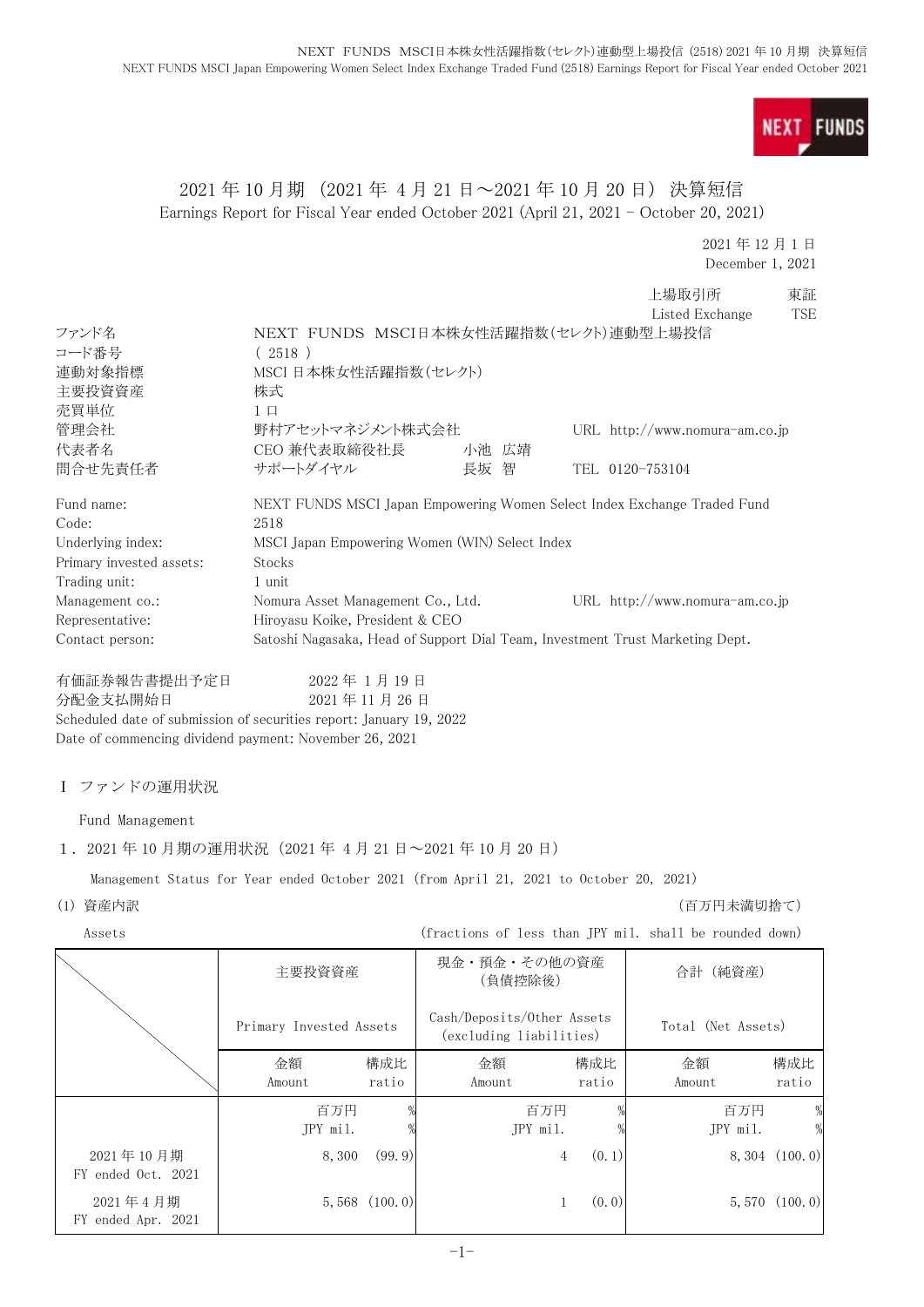# 2021 年 10 月期 （2021 年 4 月 21 日～2021 年 10 月 20 日） 決算短信

Earnings Report for Fiscal Year ended October 2021 (April 21, 2021 - October 20, 2021)

2021 年 12 月 1 日
December 1, 2021

上場取引所 東証
Listed Exchange TSE

| | | |
|---|---|---|
| ファンド名 | NEXT FUNDS MSCI日本株女性活躍指数(セレクト)連動型上場投信 | |
| コード番号 | ( 2518 ) | |
| 連動対象指標 | MSCI 日本株女性活躍指数(セレクト) | |
| 主要投資資産 | 株式 | |
| 売買単位 | 1 口 | |
| 管理会社 | 野村アセットマネジメント株式会社 | URL http://www.nomura-am.co.jp |
| 代表者名 | CEO 兼代表取締役社長　小池 広靖 | |
| 問合せ先責任者 | サポートダイヤル　長坂 智 | TEL 0120-753104 |

| | | |
|---|---|---|
| Fund name: | NEXT FUNDS MSCI Japan Empowering Women Select Index Exchange Traded Fund | |
| Code: | 2518 | |
| Underlying index: | MSCI Japan Empowering Women (WIN) Select Index | |
| Primary invested assets: | Stocks | |
| Trading unit: | 1 unit | |
| Management co.: | Nomura Asset Management Co., Ltd. | URL http://www.nomura-am.co.jp |
| Representative: | Hiroyasu Koike, President & CEO | |
| Contact person: | Satoshi Nagasaka, Head of Support Dial Team, Investment Trust Marketing Dept. | |

有価証券報告書提出予定日　2022 年 1 月 19 日
分配金支払開始日　2021 年 11 月 26 日
Scheduled date of submission of securities report: January 19, 2022
Date of commencing dividend payment: November 26, 2021

## Ⅰ ファンドの運用状況

Fund Management

### 1． 2021 年 10 月期の運用状況（2021 年 4 月 21 日～2021 年 10 月 20 日）

Management Status for Year ended October 2021 (from April 21, 2021 to October 20, 2021)

(1) 資産内訳 （百万円未満切捨て）

Assets (fractions of less than JPY mil. shall be rounded down)

| | 主要投資資産 Primary Invested Assets | | 現金・預金・その他の資産（負債控除後） Cash/Deposits/Other Assets (excluding liabilities) | | 合計（純資産） Total (Net Assets) | |
|---|---|---|---|---|---|---|
| | 金額 Amount | 構成比 ratio | 金額 Amount | 構成比 ratio | 金額 Amount | 構成比 ratio |
| | 百万円 JPY mil. | % | 百万円 JPY mil. | % | 百万円 JPY mil. | % |
| 2021 年 10 月期 FY ended Oct. 2021 | 8,300 | (99.9) | 4 | (0.1) | 8,304 | (100.0) |
| 2021 年 4 月期 FY ended Apr. 2021 | 5,568 | (100.0) | 1 | (0.0) | 5,570 | (100.0) |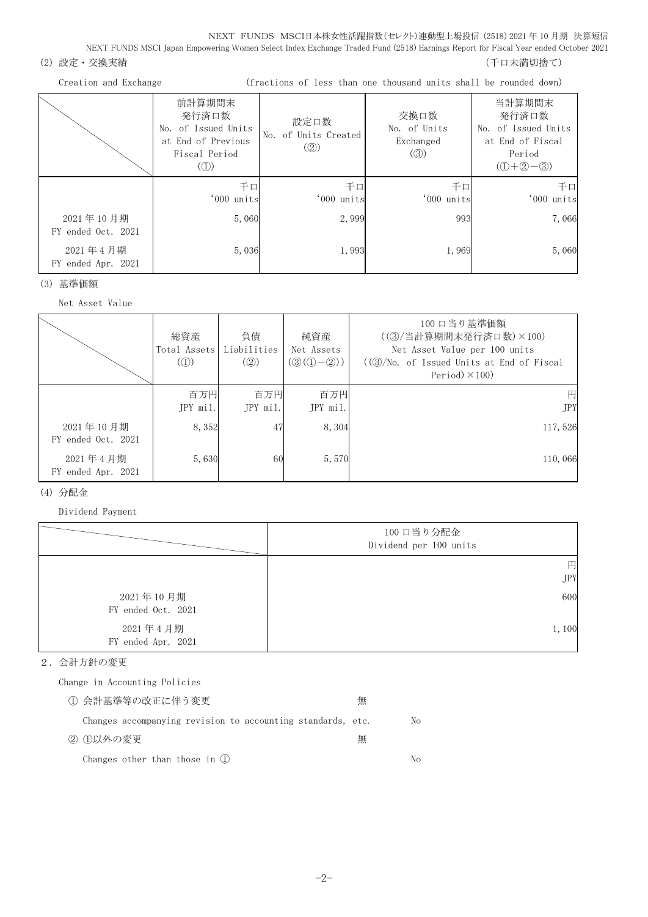(2) 設定・交換実績　　　　　　　　　　　　　　　　　　　　　　　　　　　　　　　　（千口未満切捨て）

Creation and Exchange　　　　　　　(fractions of less than one thousand units shall be rounded down)

| | 前計算期間末<br>発行済口数<br>No. of Issued Units at End of Previous Fiscal Period<br>(①) | 設定口数<br>No. of Units Created<br>(②) | 交換口数<br>No. of Units Exchanged<br>(③) | 当計算期間末<br>発行済口数<br>No. of Issued Units at End of Fiscal Period<br>(①+②-③) |
|---|---|---|---|---|
| | 千口<br>'000 units | 千口<br>'000 units | 千口<br>'000 units | 千口<br>'000 units |
| 2021年10月期<br>FY ended Oct. 2021 | 5,060 | 2,999 | 993 | 7,066 |
| 2021年4月期<br>FY ended Apr. 2021 | 5,036 | 1,993 | 1,969 | 5,060 |

(3) 基準価額

Net Asset Value

| | 総資産<br>Total Assets<br>(①) | 負債<br>Liabilities<br>(②) | 純資産<br>Net Assets<br>(③(①-②)) | 100口当り基準価額<br>((③/当計算期間末発行済口数)×100)<br>Net Asset Value per 100 units<br>((③/No. of Issued Units at End of Fiscal Period)×100) |
|---|---|---|---|---|
| | 百万円<br>JPY mil. | 百万円<br>JPY mil. | 百万円<br>JPY mil. | 円<br>JPY |
| 2021年10月期<br>FY ended Oct. 2021 | 8,352 | 47 | 8,304 | 117,526 |
| 2021年4月期<br>FY ended Apr. 2021 | 5,630 | 60 | 5,570 | 110,066 |

(4) 分配金

Dividend Payment

| | 100口当り分配金<br>Dividend per 100 units |
|---|---|
| | 円<br>JPY |
| 2021年10月期<br>FY ended Oct. 2021 | 600 |
| 2021年4月期<br>FY ended Apr. 2021 | 1,100 |

2．会計方針の変更

Change in Accounting Policies

① 会計基準等の改正に伴う変更　　　　　　　　　　無

Changes accompanying revision to accounting standards, etc.　　　　No

② ①以外の変更　　　　　　　　　　　　　　　　　無

Changes other than those in ①　　　　　　　　　　　　　　　　　No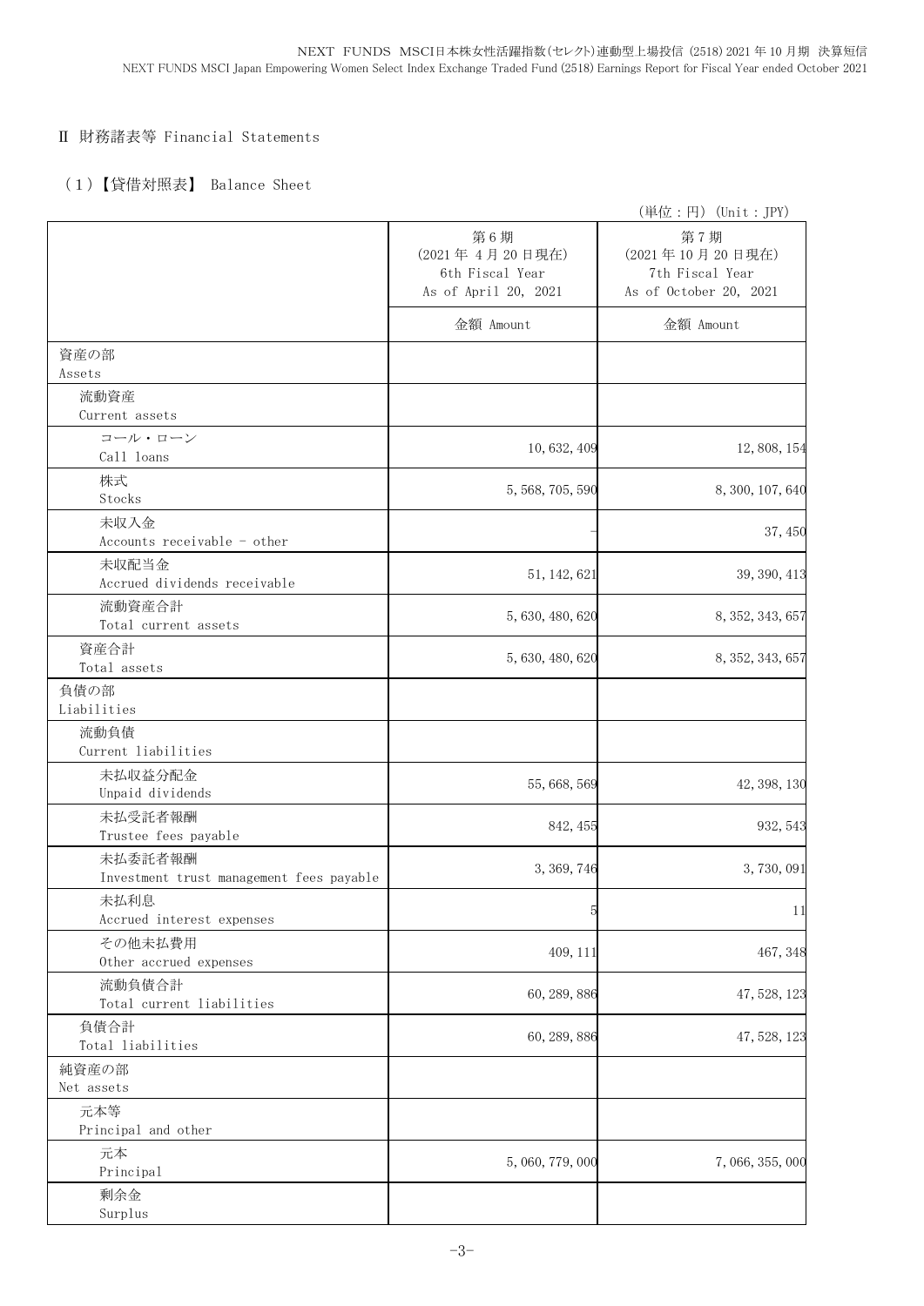## Ⅱ 財務諸表等 Financial Statements

### （1）【貸借対照表】 Balance Sheet

（単位：円）（Unit：JPY）

| | 第6期<br>（2021年4月20日現在）<br>6th Fiscal Year<br>As of April 20, 2021 | 第7期<br>（2021年10月20日現在）<br>7th Fiscal Year<br>As of October 20, 2021 |
|---|---|---|
| | 金額 Amount | 金額 Amount |
| 資産の部<br>Assets | | |
| 流動資産<br>Current assets | | |
| コール・ローン<br>Call loans | 10,632,409 | 12,808,154 |
| 株式<br>Stocks | 5,568,705,590 | 8,300,107,640 |
| 未収入金<br>Accounts receivable - other | - | 37,450 |
| 未収配当金<br>Accrued dividends receivable | 51,142,621 | 39,390,413 |
| 流動資産合計<br>Total current assets | 5,630,480,620 | 8,352,343,657 |
| 資産合計<br>Total assets | 5,630,480,620 | 8,352,343,657 |
| 負債の部<br>Liabilities | | |
| 流動負債<br>Current liabilities | | |
| 未払収益分配金<br>Unpaid dividends | 55,668,569 | 42,398,130 |
| 未払受託者報酬<br>Trustee fees payable | 842,455 | 932,543 |
| 未払委託者報酬<br>Investment trust management fees payable | 3,369,746 | 3,730,091 |
| 未払利息<br>Accrued interest expenses | 5 | 11 |
| その他未払費用<br>Other accrued expenses | 409,111 | 467,348 |
| 流動負債合計<br>Total current liabilities | 60,289,886 | 47,528,123 |
| 負債合計<br>Total liabilities | 60,289,886 | 47,528,123 |
| 純資産の部<br>Net assets | | |
| 元本等<br>Principal and other | | |
| 元本<br>Principal | 5,060,779,000 | 7,066,355,000 |
| 剰余金<br>Surplus | | |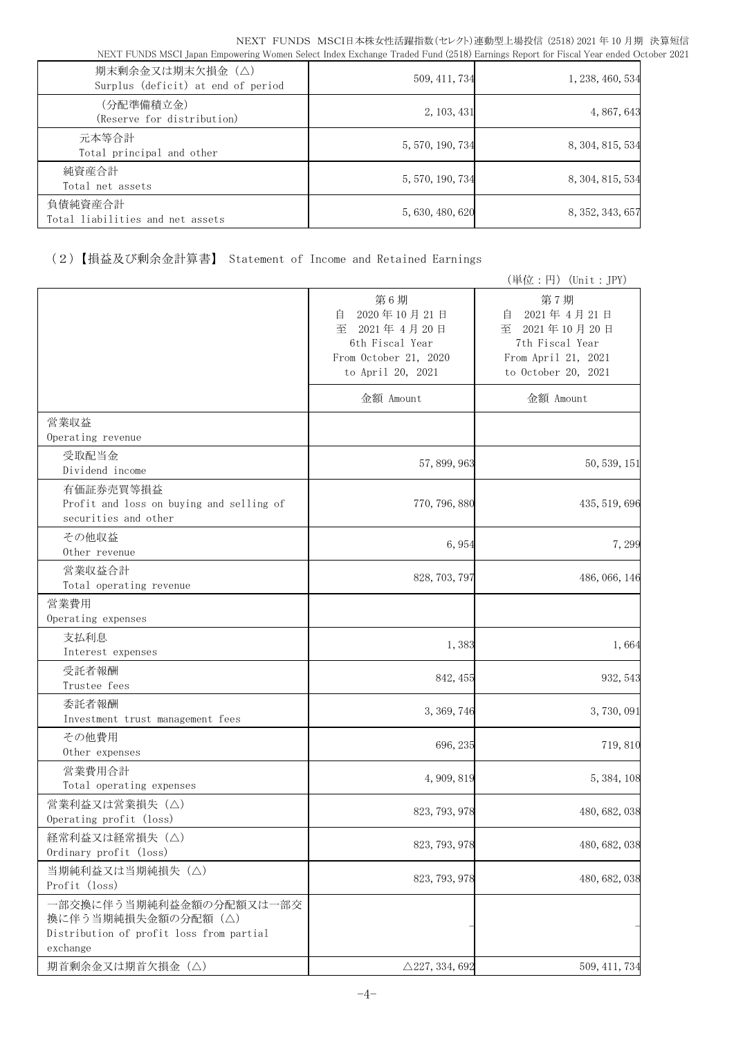| | | |
|---|---|---|
| 期末剰余金又は期末欠損金（△）<br>Surplus (deficit) at end of period | 509, 411, 734 | 1, 238, 460, 534 |
| （分配準備積立金）<br>(Reserve for distribution) | 2, 103, 431 | 4, 867, 643 |
| 元本等合計<br>Total principal and other | 5, 570, 190, 734 | 8, 304, 815, 534 |
| 純資産合計<br>Total net assets | 5, 570, 190, 734 | 8, 304, 815, 534 |
| 負債純資産合計<br>Total liabilities and net assets | 5, 630, 480, 620 | 8, 352, 343, 657 |

（2）【損益及び剰余金計算書】 Statement of Income and Retained Earnings

（単位：円）（Unit：JPY）

| | 第6期<br>自 2020年10月21日<br>至 2021年4月20日<br>6th Fiscal Year<br>From October 21, 2020<br>to April 20, 2021 | 第7期<br>自 2021年4月21日<br>至 2021年10月20日<br>7th Fiscal Year<br>From April 21, 2021<br>to October 20, 2021 |
|---|---|---|
| | 金額 Amount | 金額 Amount |
| 営業収益<br>Operating revenue | | |
| 受取配当金<br>Dividend income | 57, 899, 963 | 50, 539, 151 |
| 有価証券売買等損益<br>Profit and loss on buying and selling of securities and other | 770, 796, 880 | 435, 519, 696 |
| その他収益<br>Other revenue | 6, 954 | 7, 299 |
| 営業収益合計<br>Total operating revenue | 828, 703, 797 | 486, 066, 146 |
| 営業費用<br>Operating expenses | | |
| 支払利息<br>Interest expenses | 1, 383 | 1, 664 |
| 受託者報酬<br>Trustee fees | 842, 455 | 932, 543 |
| 委託者報酬<br>Investment trust management fees | 3, 369, 746 | 3, 730, 091 |
| その他費用<br>Other expenses | 696, 235 | 719, 810 |
| 営業費用合計<br>Total operating expenses | 4, 909, 819 | 5, 384, 108 |
| 営業利益又は営業損失（△）<br>Operating profit (loss) | 823, 793, 978 | 480, 682, 038 |
| 経常利益又は経常損失（△）<br>Ordinary profit (loss) | 823, 793, 978 | 480, 682, 038 |
| 当期純利益又は当期純損失（△）<br>Profit (loss) | 823, 793, 978 | 480, 682, 038 |
| 一部交換に伴う当期純利益金額の分配額又は一部交換に伴う当期純損失金額の分配額（△）<br>Distribution of profit loss from partial exchange | － | － |
| 期首剰余金又は期首欠損金（△） | △227, 334, 692 | 509, 411, 734 |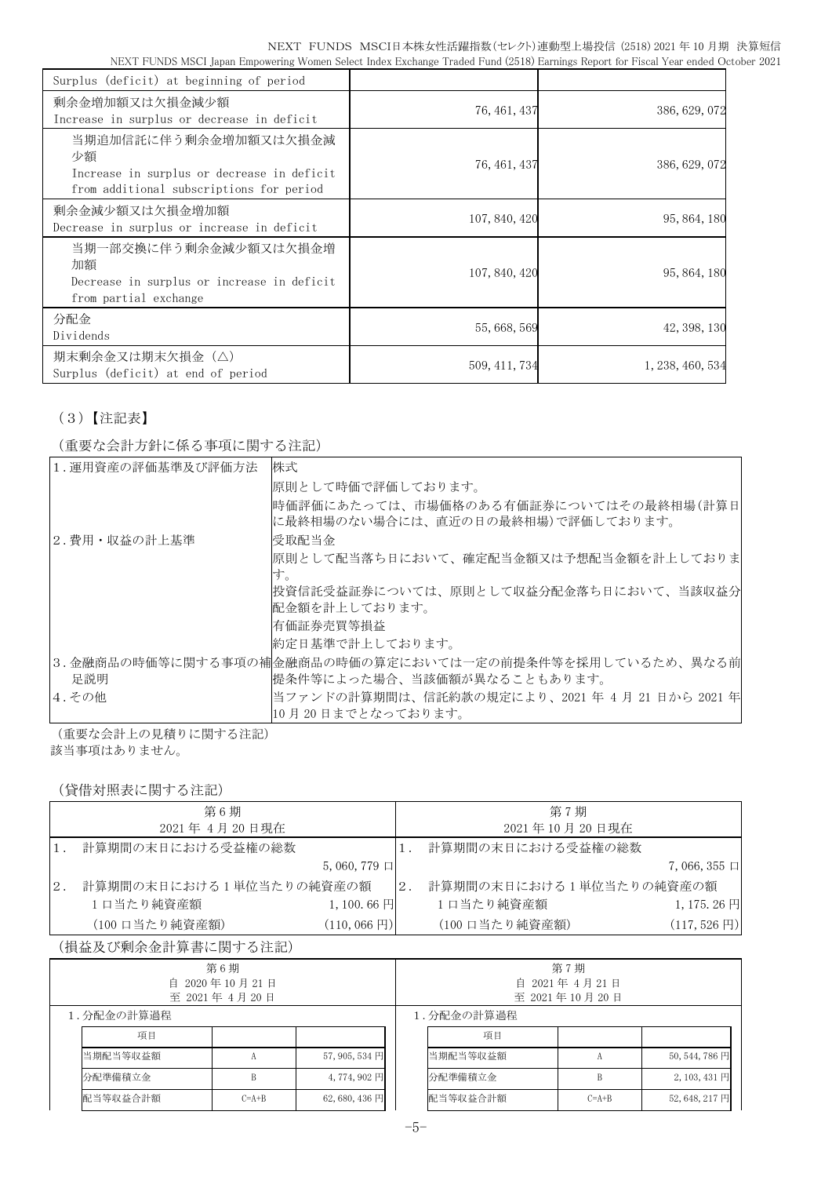| | | |
|---|---|---|
| Surplus (deficit) at beginning of period | | |
| 剰余金増加額又は欠損金減少額<br>Increase in surplus or decrease in deficit | 76,461,437 | 386,629,072 |
| 当期追加信託に伴う剰余金増加額又は欠損金減少額<br>Increase in surplus or decrease in deficit from additional subscriptions for period | 76,461,437 | 386,629,072 |
| 剰余金減少額又は欠損金増加額<br>Decrease in surplus or increase in deficit | 107,840,420 | 95,864,180 |
| 当期一部交換に伴う剰余金減少額又は欠損金増加額<br>Decrease in surplus or increase in deficit from partial exchange | 107,840,420 | 95,864,180 |
| 分配金<br>Dividends | 55,668,569 | 42,398,130 |
| 期末剰余金又は期末欠損金（△）<br>Surplus (deficit) at end of period | 509,411,734 | 1,238,460,534 |

（3）【注記表】

（重要な会計方針に係る事項に関する注記）

| | |
|---|---|
| 1.運用資産の評価基準及び評価方法 | 株式<br>原則として時価で評価しております。<br>時価評価にあたっては、市場価格のある有価証券についてはその最終相場（計算日に最終相場のない場合には、直近の日の最終相場）で評価しております。 |
| 2.費用・収益の計上基準 | 受取配当金<br>原則として配当落ち日において、確定配当金額又は予想配当金額を計上しております。<br>投資信託受益証券については、原則として収益分配金落ち日において、当該収益分配金額を計上しております。<br>有価証券売買等損益<br>約定日基準で計上しております。 |
| 3.金融商品の時価等に関する事項の補足説明 | 金融商品の時価の算定においては一定の前提条件等を採用しているため、異なる前提条件等によった場合、当該価額が異なることもあります。 |
| 4.その他 | 当ファンドの計算期間は、信託約款の規定により、2021年4月21日から2021年10月20日までとなっております。 |

（重要な会計上の見積りに関する注記）
該当事項はありません。

（貸借対照表に関する注記）

| 第6期<br>2021年4月20日現在 | | 第7期<br>2021年10月20日現在 | |
|---|---|---|---|
| 1. 計算期間の末日における受益権の総数 | 5,060,779口 | 1. 計算期間の末日における受益権の総数 | 7,066,355口 |
| 2. 計算期間の末日における1単位当たりの純資産の額 | | 2. 計算期間の末日における1単位当たりの純資産の額 | |
| 1口当たり純資産額 | 1,100.66円 | 1口当たり純資産額 | 1,175.26円 |
| （100口当たり純資産額） | (110,066円) | （100口当たり純資産額） | (117,526円) |

（損益及び剰余金計算書に関する注記）

第6期　自 2020年10月21日　至 2021年4月20日

1.分配金の計算過程

| 項目 | | |
|---|---|---|
| 当期配当等収益額 | A | 57,905,534円 |
| 分配準備積立金 | B | 4,774,902円 |
| 配当等収益合計額 | C=A+B | 62,680,436円 |

第7期　自 2021年4月21日　至 2021年10月20日

1.分配金の計算過程

| 項目 | | |
|---|---|---|
| 当期配当等収益額 | A | 50,544,786円 |
| 分配準備積立金 | B | 2,103,431円 |
| 配当等収益合計額 | C=A+B | 52,648,217円 |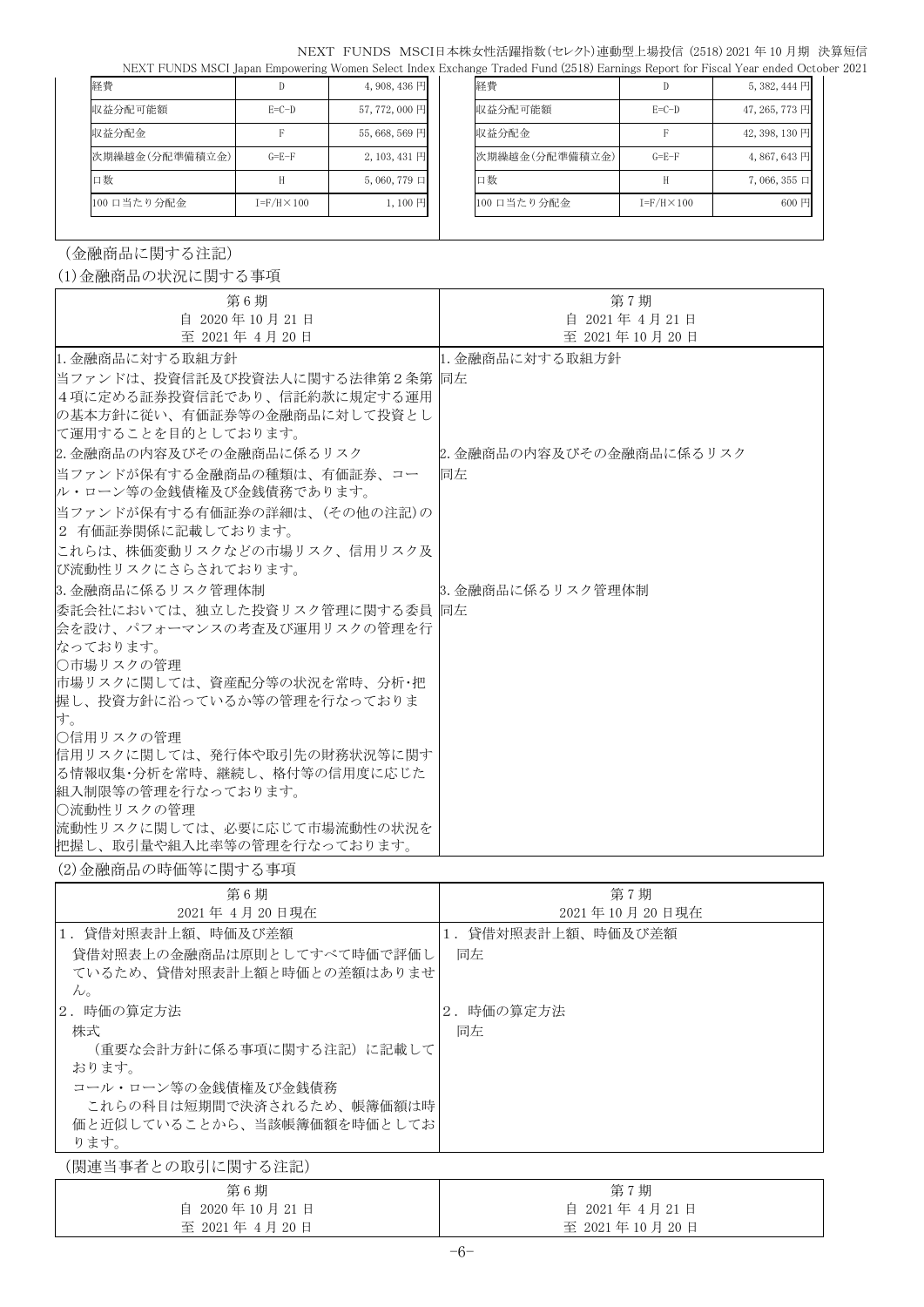| 経費 | D | 4,908,436 円 |
|---|---|---|
| 収益分配可能額 | E=C-D | 57,772,000 円 |
| 収益分配金 | F | 55,668,569 円 |
| 次期繰越金(分配準備積立金) | G=E-F | 2,103,431 円 |
| 口数 | H | 5,060,779 口 |
| 100 口当たり分配金 | I=F/H×100 | 1,100 円 |

| 経費 | D | 5,382,444 円 |
|---|---|---|
| 収益分配可能額 | E=C-D | 47,265,773 円 |
| 収益分配金 | F | 42,398,130 円 |
| 次期繰越金(分配準備積立金) | G=E-F | 4,867,643 円 |
| 口数 | H | 7,066,355 口 |
| 100 口当たり分配金 | I=F/H×100 | 600 円 |

（金融商品に関する注記）

(1)金融商品の状況に関する事項

| 第 6 期<br>自 2020 年 10 月 21 日<br>至 2021 年 4 月 20 日 | 第 7 期<br>自 2021 年 4 月 21 日<br>至 2021 年 10 月 20 日 |
|---|---|
| 1. 金融商品に対する取組方針<br>当ファンドは、投資信託及び投資法人に関する法律第２条第４項に定める証券投資信託であり、信託約款に規定する運用の基本方針に従い、有価証券等の金融商品に対して投資として運用することを目的としております。 | 1. 金融商品に対する取組方針<br>同左 |
| 2. 金融商品の内容及びその金融商品に係るリスク<br>当ファンドが保有する金融商品の種類は、有価証券、コール・ローン等の金銭債権及び金銭債務であります。<br>当ファンドが保有する有価証券の詳細は、(その他の注記)の２ 有価証券関係に記載しております。<br>これらは、株価変動リスクなどの市場リスク、信用リスク及び流動性リスクにさらされております。 | 2. 金融商品の内容及びその金融商品に係るリスク<br>同左 |
| 3. 金融商品に係るリスク管理体制<br>委託会社においては、独立した投資リスク管理に関する委員会を設け、パフォーマンスの考査及び運用リスクの管理を行なっております。<br>○市場リスクの管理<br>市場リスクに関しては、資産配分等の状況を常時、分析･把握し、投資方針に沿っているか等の管理を行なっております。<br>○信用リスクの管理<br>信用リスクに関しては、発行体や取引先の財務状況等に関する情報収集･分析を常時、継続し、格付等の信用度に応じた組入制限等の管理を行なっております。<br>○流動性リスクの管理<br>流動性リスクに関しては、必要に応じて市場流動性の状況を把握し、取引量や組入比率等の管理を行なっております。 | 3. 金融商品に係るリスク管理体制<br>同左 |

(2)金融商品の時価等に関する事項

| 第 6 期<br>2021 年 4 月 20 日現在 | 第 7 期<br>2021 年 10 月 20 日現在 |
|---|---|
| 1．貸借対照表計上額、時価及び差額<br>貸借対照表上の金融商品は原則としてすべて時価で評価しているため、貸借対照表計上額と時価との差額はありません。 | 1．貸借対照表計上額、時価及び差額<br>同左 |
| 2．時価の算定方法<br>株式<br>（重要な会計方針に係る事項に関する注記）に記載しております。<br>コール・ローン等の金銭債権及び金銭債務<br>これらの科目は短期間で決済されるため、帳簿価額は時価と近似していることから、当該帳簿価額を時価としております。 | 2．時価の算定方法<br>同左 |

（関連当事者との取引に関する注記）

| 第 6 期<br>自 2020 年 10 月 21 日<br>至 2021 年 4 月 20 日 | 第 7 期<br>自 2021 年 4 月 21 日<br>至 2021 年 10 月 20 日 |
|---|---|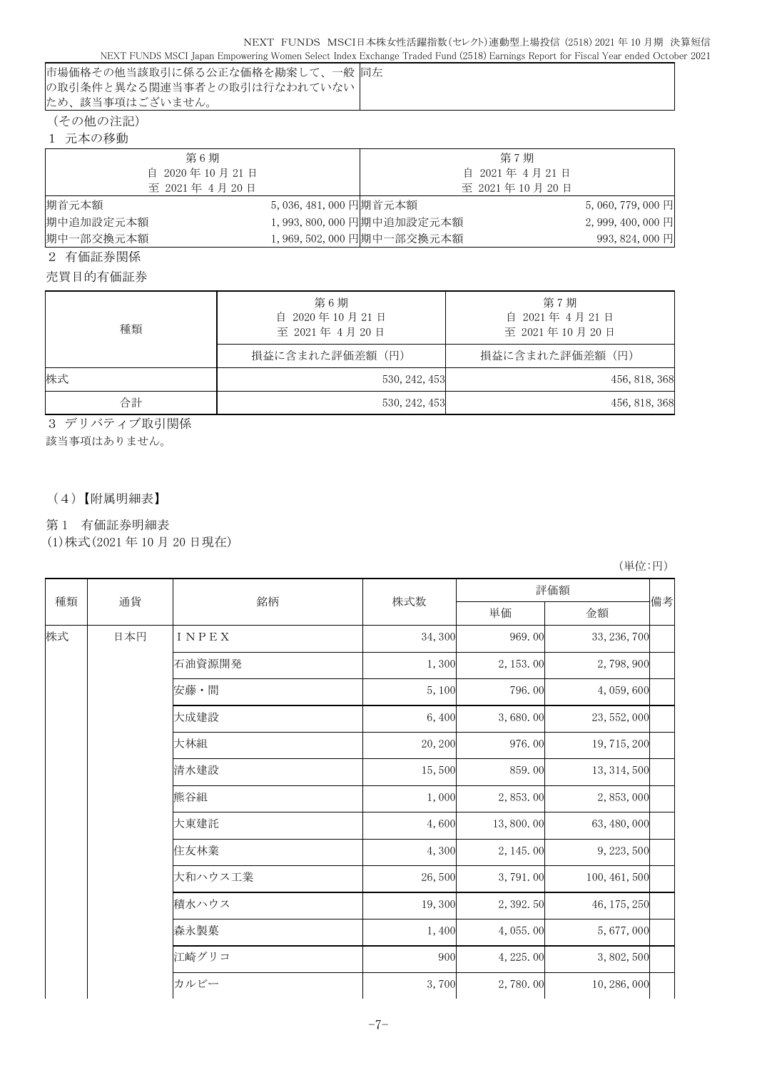| 市場価格その他当該取引に係る公正な価格を勘案して、一般の取引条件と異なる関連当事者との取引は行なわれていないため、該当事項はございません。 | 同左 |
|---|---|

（その他の注記）

1 元本の移動

| 第6期<br>自 2020年10月21日<br>至 2021年 4月20日 | | 第7期<br>自 2021年 4月21日<br>至 2021年10月20日 | |
|---|---|---|---|
| 期首元本額 | 5,036,481,000円 | 期首元本額 | 5,060,779,000円 |
| 期中追加設定元本額 | 1,993,800,000円 | 期中追加設定元本額 | 2,999,400,000円 |
| 期中一部交換元本額 | 1,969,502,000円 | 期中一部交換元本額 | 993,824,000円 |

2 有価証券関係

売買目的有価証券

| 種類 | 第6期<br>自 2020年10月21日<br>至 2021年 4月20日 | 第7期<br>自 2021年 4月21日<br>至 2021年10月20日 |
|---|---|---|
| | 損益に含まれた評価差額（円） | 損益に含まれた評価差額（円） |
| 株式 | 530,242,453 | 456,818,368 |
| 合計 | 530,242,453 | 456,818,368 |

3 デリバティブ取引関係

該当事項はありません。

（4）【附属明細表】

第1 有価証券明細表

(1)株式(2021年10月20日現在)

（単位:円）

| 種類 | 通貨 | 銘柄 | 株式数 | 評価額 | | 備考 |
|---|---|---|---|---|---|---|
| | | | | 単価 | 金額 | |
| 株式 | 日本円 | ＩＮＰＥＸ | 34,300 | 969.00 | 33,236,700 | |
| | | 石油資源開発 | 1,300 | 2,153.00 | 2,798,900 | |
| | | 安藤・間 | 5,100 | 796.00 | 4,059,600 | |
| | | 大成建設 | 6,400 | 3,680.00 | 23,552,000 | |
| | | 大林組 | 20,200 | 976.00 | 19,715,200 | |
| | | 清水建設 | 15,500 | 859.00 | 13,314,500 | |
| | | 熊谷組 | 1,000 | 2,853.00 | 2,853,000 | |
| | | 大東建託 | 4,600 | 13,800.00 | 63,480,000 | |
| | | 住友林業 | 4,300 | 2,145.00 | 9,223,500 | |
| | | 大和ハウス工業 | 26,500 | 3,791.00 | 100,461,500 | |
| | | 積水ハウス | 19,300 | 2,392.50 | 46,175,250 | |
| | | 森永製菓 | 1,400 | 4,055.00 | 5,677,000 | |
| | | 江崎グリコ | 900 | 4,225.00 | 3,802,500 | |
| | | カルビー | 3,700 | 2,780.00 | 10,286,000 | |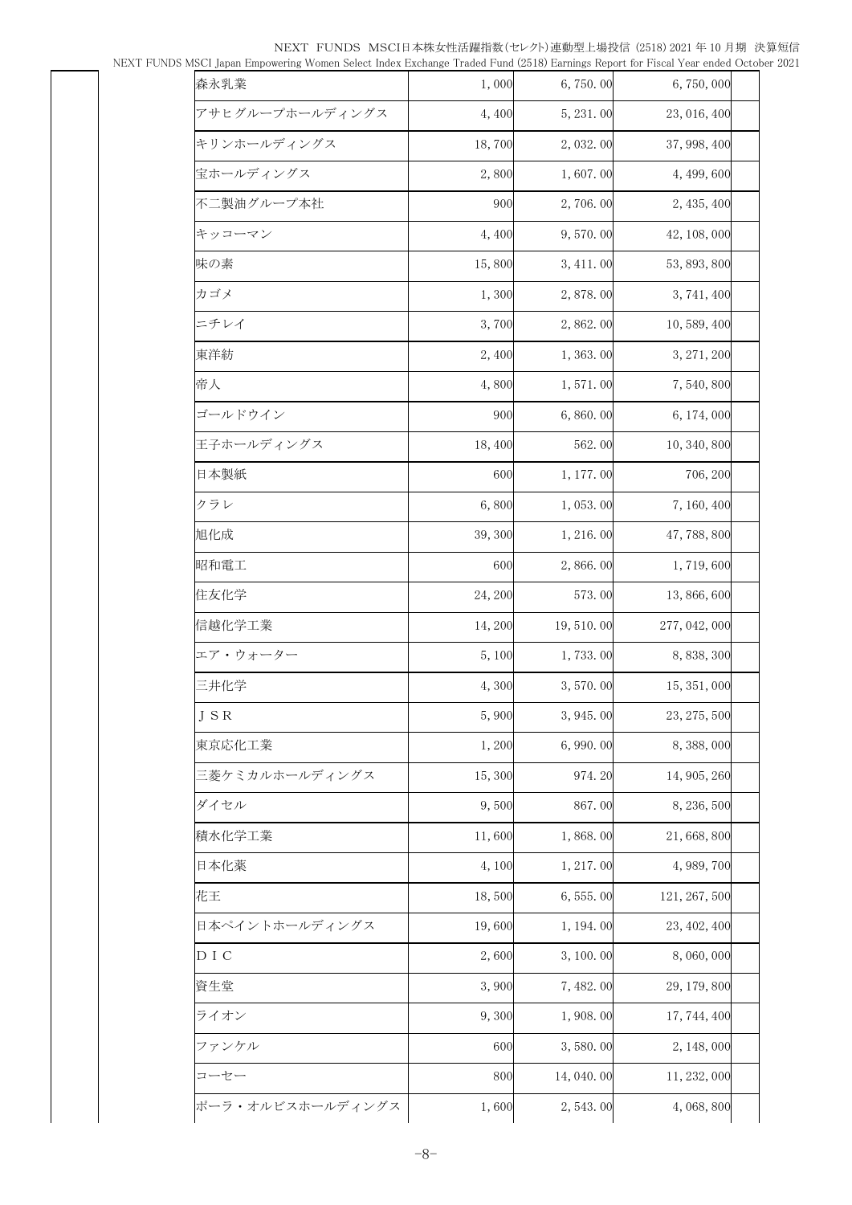| | | | | |
|---|---|---|---|---|
| 森永乳業 | 1,000 | 6,750.00 | 6,750,000 | |
| アサヒグループホールディングス | 4,400 | 5,231.00 | 23,016,400 | |
| キリンホールディングス | 18,700 | 2,032.00 | 37,998,400 | |
| 宝ホールディングス | 2,800 | 1,607.00 | 4,499,600 | |
| 不二製油グループ本社 | 900 | 2,706.00 | 2,435,400 | |
| キッコーマン | 4,400 | 9,570.00 | 42,108,000 | |
| 味の素 | 15,800 | 3,411.00 | 53,893,800 | |
| カゴメ | 1,300 | 2,878.00 | 3,741,400 | |
| ニチレイ | 3,700 | 2,862.00 | 10,589,400 | |
| 東洋紡 | 2,400 | 1,363.00 | 3,271,200 | |
| 帝人 | 4,800 | 1,571.00 | 7,540,800 | |
| ゴールドウイン | 900 | 6,860.00 | 6,174,000 | |
| 王子ホールディングス | 18,400 | 562.00 | 10,340,800 | |
| 日本製紙 | 600 | 1,177.00 | 706,200 | |
| クラレ | 6,800 | 1,053.00 | 7,160,400 | |
| 旭化成 | 39,300 | 1,216.00 | 47,788,800 | |
| 昭和電工 | 600 | 2,866.00 | 1,719,600 | |
| 住友化学 | 24,200 | 573.00 | 13,866,600 | |
| 信越化学工業 | 14,200 | 19,510.00 | 277,042,000 | |
| エア・ウォーター | 5,100 | 1,733.00 | 8,838,300 | |
| 三井化学 | 4,300 | 3,570.00 | 15,351,000 | |
| ＪＳＲ | 5,900 | 3,945.00 | 23,275,500 | |
| 東京応化工業 | 1,200 | 6,990.00 | 8,388,000 | |
| 三菱ケミカルホールディングス | 15,300 | 974.20 | 14,905,260 | |
| ダイセル | 9,500 | 867.00 | 8,236,500 | |
| 積水化学工業 | 11,600 | 1,868.00 | 21,668,800 | |
| 日本化薬 | 4,100 | 1,217.00 | 4,989,700 | |
| 花王 | 18,500 | 6,555.00 | 121,267,500 | |
| 日本ペイントホールディングス | 19,600 | 1,194.00 | 23,402,400 | |
| ＤＩＣ | 2,600 | 3,100.00 | 8,060,000 | |
| 資生堂 | 3,900 | 7,482.00 | 29,179,800 | |
| ライオン | 9,300 | 1,908.00 | 17,744,400 | |
| ファンケル | 600 | 3,580.00 | 2,148,000 | |
| コーセー | 800 | 14,040.00 | 11,232,000 | |
| ポーラ・オルビスホールディングス | 1,600 | 2,543.00 | 4,068,800 | |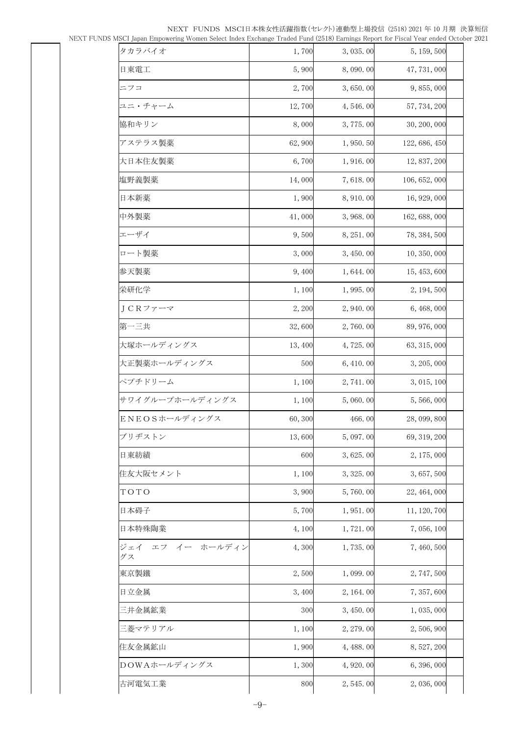| | | | | |
|---|---|---|---|---|
| | タカラバイオ | 1,700 | 3,035.00 | 5,159,500 | |
| | 日東電工 | 5,900 | 8,090.00 | 47,731,000 | |
| | ニフコ | 2,700 | 3,650.00 | 9,855,000 | |
| | ユニ・チャーム | 12,700 | 4,546.00 | 57,734,200 | |
| | 協和キリン | 8,000 | 3,775.00 | 30,200,000 | |
| | アステラス製薬 | 62,900 | 1,950.50 | 122,686,450 | |
| | 大日本住友製薬 | 6,700 | 1,916.00 | 12,837,200 | |
| | 塩野義製薬 | 14,000 | 7,618.00 | 106,652,000 | |
| | 日本新薬 | 1,900 | 8,910.00 | 16,929,000 | |
| | 中外製薬 | 41,000 | 3,968.00 | 162,688,000 | |
| | エーザイ | 9,500 | 8,251.00 | 78,384,500 | |
| | ロート製薬 | 3,000 | 3,450.00 | 10,350,000 | |
| | 参天製薬 | 9,400 | 1,644.00 | 15,453,600 | |
| | 栄研化学 | 1,100 | 1,995.00 | 2,194,500 | |
| | ＪＣＲファーマ | 2,200 | 2,940.00 | 6,468,000 | |
| | 第一三共 | 32,600 | 2,760.00 | 89,976,000 | |
| | 大塚ホールディングス | 13,400 | 4,725.00 | 63,315,000 | |
| | 大正製薬ホールディングス | 500 | 6,410.00 | 3,205,000 | |
| | ペプチドリーム | 1,100 | 2,741.00 | 3,015,100 | |
| | サワイグループホールディングス | 1,100 | 5,060.00 | 5,566,000 | |
| | ＥＮＥＯＳホールディングス | 60,300 | 466.00 | 28,099,800 | |
| | ブリヂストン | 13,600 | 5,097.00 | 69,319,200 | |
| | 日東紡績 | 600 | 3,625.00 | 2,175,000 | |
| | 住友大阪セメント | 1,100 | 3,325.00 | 3,657,500 | |
| | ＴＯＴＯ | 3,900 | 5,760.00 | 22,464,000 | |
| | 日本碍子 | 5,700 | 1,951.00 | 11,120,700 | |
| | 日本特殊陶業 | 4,100 | 1,721.00 | 7,056,100 | |
| | ジェイ　エフ　イー　ホールディングス | 4,300 | 1,735.00 | 7,460,500 | |
| | 東京製鐵 | 2,500 | 1,099.00 | 2,747,500 | |
| | 日立金属 | 3,400 | 2,164.00 | 7,357,600 | |
| | 三井金属鉱業 | 300 | 3,450.00 | 1,035,000 | |
| | 三菱マテリアル | 1,100 | 2,279.00 | 2,506,900 | |
| | 住友金属鉱山 | 1,900 | 4,488.00 | 8,527,200 | |
| | ＤＯＷＡホールディングス | 1,300 | 4,920.00 | 6,396,000 | |
| | 古河電気工業 | 800 | 2,545.00 | 2,036,000 | |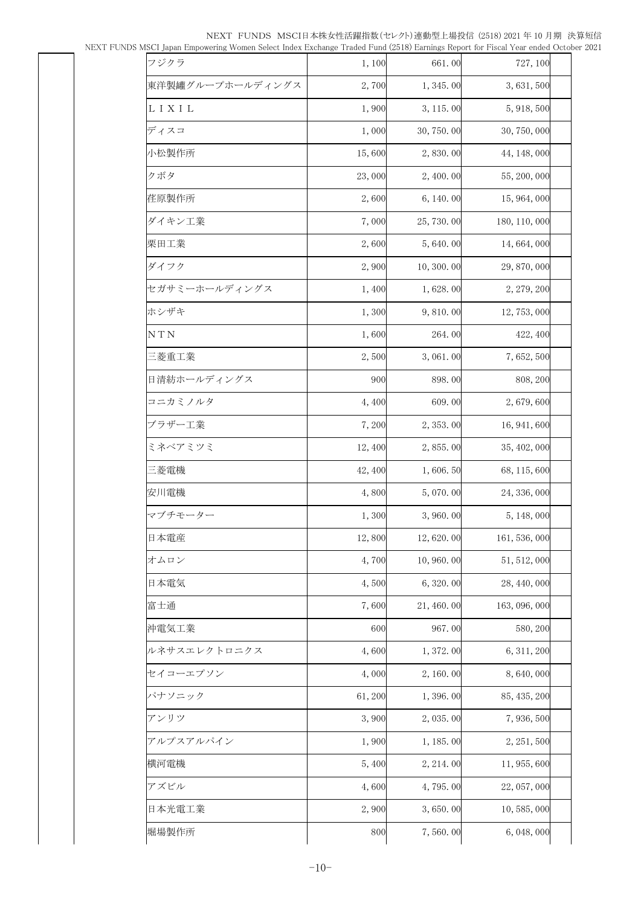| | | | | |
|---|---|---|---|---|
| フジクラ | 1,100 | 661.00 | 727,100 | |
| 東洋製罐グループホールディングス | 2,700 | 1,345.00 | 3,631,500 | |
| ＬＩＸＩＬ | 1,900 | 3,115.00 | 5,918,500 | |
| ディスコ | 1,000 | 30,750.00 | 30,750,000 | |
| 小松製作所 | 15,600 | 2,830.00 | 44,148,000 | |
| クボタ | 23,000 | 2,400.00 | 55,200,000 | |
| 荏原製作所 | 2,600 | 6,140.00 | 15,964,000 | |
| ダイキン工業 | 7,000 | 25,730.00 | 180,110,000 | |
| 栗田工業 | 2,600 | 5,640.00 | 14,664,000 | |
| ダイフク | 2,900 | 10,300.00 | 29,870,000 | |
| セガサミーホールディングス | 1,400 | 1,628.00 | 2,279,200 | |
| ホシザキ | 1,300 | 9,810.00 | 12,753,000 | |
| ＮＴＮ | 1,600 | 264.00 | 422,400 | |
| 三菱重工業 | 2,500 | 3,061.00 | 7,652,500 | |
| 日清紡ホールディングス | 900 | 898.00 | 808,200 | |
| コニカミノルタ | 4,400 | 609.00 | 2,679,600 | |
| ブラザー工業 | 7,200 | 2,353.00 | 16,941,600 | |
| ミネベアミツミ | 12,400 | 2,855.00 | 35,402,000 | |
| 三菱電機 | 42,400 | 1,606.50 | 68,115,600 | |
| 安川電機 | 4,800 | 5,070.00 | 24,336,000 | |
| マブチモーター | 1,300 | 3,960.00 | 5,148,000 | |
| 日本電産 | 12,800 | 12,620.00 | 161,536,000 | |
| オムロン | 4,700 | 10,960.00 | 51,512,000 | |
| 日本電気 | 4,500 | 6,320.00 | 28,440,000 | |
| 富士通 | 7,600 | 21,460.00 | 163,096,000 | |
| 沖電気工業 | 600 | 967.00 | 580,200 | |
| ルネサスエレクトロニクス | 4,600 | 1,372.00 | 6,311,200 | |
| セイコーエプソン | 4,000 | 2,160.00 | 8,640,000 | |
| パナソニック | 61,200 | 1,396.00 | 85,435,200 | |
| アンリツ | 3,900 | 2,035.00 | 7,936,500 | |
| アルプスアルパイン | 1,900 | 1,185.00 | 2,251,500 | |
| 横河電機 | 5,400 | 2,214.00 | 11,955,600 | |
| アズビル | 4,600 | 4,795.00 | 22,057,000 | |
| 日本光電工業 | 2,900 | 3,650.00 | 10,585,000 | |
| 堀場製作所 | 800 | 7,560.00 | 6,048,000 | |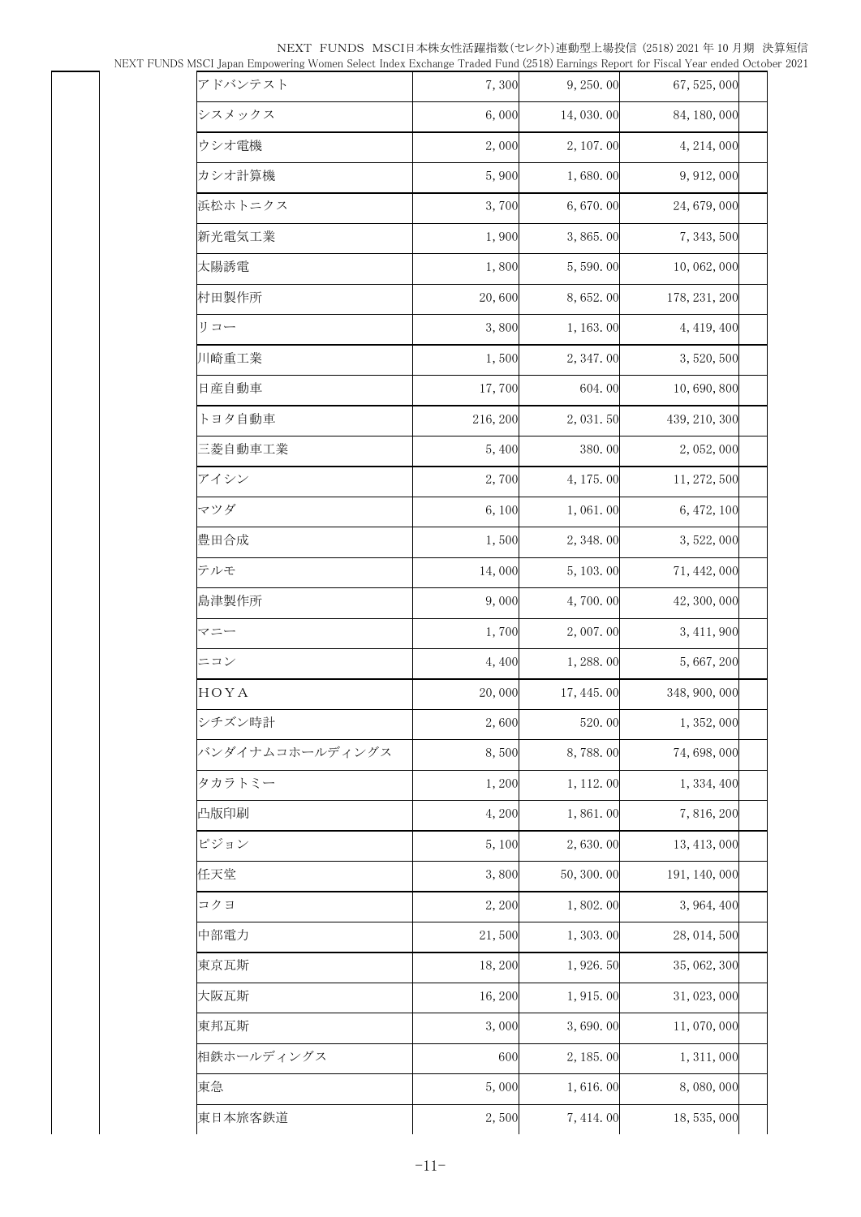| | | | | |
|---|---|---|---|---|
| アドバンテスト | 7,300 | 9,250.00 | 67,525,000 | |
| シスメックス | 6,000 | 14,030.00 | 84,180,000 | |
| ウシオ電機 | 2,000 | 2,107.00 | 4,214,000 | |
| カシオ計算機 | 5,900 | 1,680.00 | 9,912,000 | |
| 浜松ホトニクス | 3,700 | 6,670.00 | 24,679,000 | |
| 新光電気工業 | 1,900 | 3,865.00 | 7,343,500 | |
| 太陽誘電 | 1,800 | 5,590.00 | 10,062,000 | |
| 村田製作所 | 20,600 | 8,652.00 | 178,231,200 | |
| リコー | 3,800 | 1,163.00 | 4,419,400 | |
| 川崎重工業 | 1,500 | 2,347.00 | 3,520,500 | |
| 日産自動車 | 17,700 | 604.00 | 10,690,800 | |
| トヨタ自動車 | 216,200 | 2,031.50 | 439,210,300 | |
| 三菱自動車工業 | 5,400 | 380.00 | 2,052,000 | |
| アイシン | 2,700 | 4,175.00 | 11,272,500 | |
| マツダ | 6,100 | 1,061.00 | 6,472,100 | |
| 豊田合成 | 1,500 | 2,348.00 | 3,522,000 | |
| テルモ | 14,000 | 5,103.00 | 71,442,000 | |
| 島津製作所 | 9,000 | 4,700.00 | 42,300,000 | |
| マニー | 1,700 | 2,007.00 | 3,411,900 | |
| ニコン | 4,400 | 1,288.00 | 5,667,200 | |
| ＨＯＹＡ | 20,000 | 17,445.00 | 348,900,000 | |
| シチズン時計 | 2,600 | 520.00 | 1,352,000 | |
| バンダイナムコホールディングス | 8,500 | 8,788.00 | 74,698,000 | |
| タカラトミー | 1,200 | 1,112.00 | 1,334,400 | |
| 凸版印刷 | 4,200 | 1,861.00 | 7,816,200 | |
| ピジョン | 5,100 | 2,630.00 | 13,413,000 | |
| 任天堂 | 3,800 | 50,300.00 | 191,140,000 | |
| コクヨ | 2,200 | 1,802.00 | 3,964,400 | |
| 中部電力 | 21,500 | 1,303.00 | 28,014,500 | |
| 東京瓦斯 | 18,200 | 1,926.50 | 35,062,300 | |
| 大阪瓦斯 | 16,200 | 1,915.00 | 31,023,000 | |
| 東邦瓦斯 | 3,000 | 3,690.00 | 11,070,000 | |
| 相鉄ホールディングス | 600 | 2,185.00 | 1,311,000 | |
| 東急 | 5,000 | 1,616.00 | 8,080,000 | |
| 東日本旅客鉄道 | 2,500 | 7,414.00 | 18,535,000 | |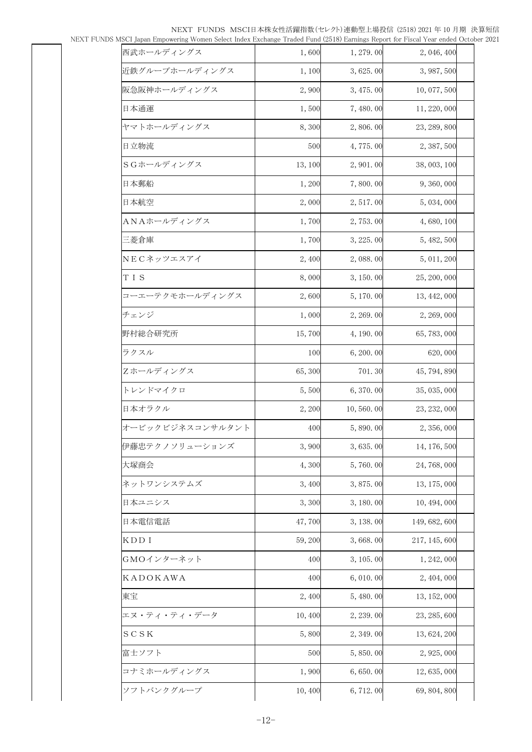| | | | | |
|---|---|---|---|---|
| | 西武ホールディングス | 1,600 | 1,279.00 | 2,046,400 |
| | 近鉄グループホールディングス | 1,100 | 3,625.00 | 3,987,500 |
| | 阪急阪神ホールディングス | 2,900 | 3,475.00 | 10,077,500 |
| | 日本通運 | 1,500 | 7,480.00 | 11,220,000 |
| | ヤマトホールディングス | 8,300 | 2,806.00 | 23,289,800 |
| | 日立物流 | 500 | 4,775.00 | 2,387,500 |
| | ＳＧホールディングス | 13,100 | 2,901.00 | 38,003,100 |
| | 日本郵船 | 1,200 | 7,800.00 | 9,360,000 |
| | 日本航空 | 2,000 | 2,517.00 | 5,034,000 |
| | ＡＮＡホールディングス | 1,700 | 2,753.00 | 4,680,100 |
| | 三菱倉庫 | 1,700 | 3,225.00 | 5,482,500 |
| | ＮＥＣネッツエスアイ | 2,400 | 2,088.00 | 5,011,200 |
| | ＴＩＳ | 8,000 | 3,150.00 | 25,200,000 |
| | コーエーテクモホールディングス | 2,600 | 5,170.00 | 13,442,000 |
| | チェンジ | 1,000 | 2,269.00 | 2,269,000 |
| | 野村総合研究所 | 15,700 | 4,190.00 | 65,783,000 |
| | ラクスル | 100 | 6,200.00 | 620,000 |
| | Ｚホールディングス | 65,300 | 701.30 | 45,794,890 |
| | トレンドマイクロ | 5,500 | 6,370.00 | 35,035,000 |
| | 日本オラクル | 2,200 | 10,560.00 | 23,232,000 |
| | オービックビジネスコンサルタント | 400 | 5,890.00 | 2,356,000 |
| | 伊藤忠テクノソリューションズ | 3,900 | 3,635.00 | 14,176,500 |
| | 大塚商会 | 4,300 | 5,760.00 | 24,768,000 |
| | ネットワンシステムズ | 3,400 | 3,875.00 | 13,175,000 |
| | 日本ユニシス | 3,300 | 3,180.00 | 10,494,000 |
| | 日本電信電話 | 47,700 | 3,138.00 | 149,682,600 |
| | ＫＤＤＩ | 59,200 | 3,668.00 | 217,145,600 |
| | ＧＭＯインターネット | 400 | 3,105.00 | 1,242,000 |
| | ＫＡＤＯＫＡＷＡ | 400 | 6,010.00 | 2,404,000 |
| | 東宝 | 2,400 | 5,480.00 | 13,152,000 |
| | エヌ・ティ・ティ・データ | 10,400 | 2,239.00 | 23,285,600 |
| | ＳＣＳＫ | 5,800 | 2,349.00 | 13,624,200 |
| | 富士ソフト | 500 | 5,850.00 | 2,925,000 |
| | コナミホールディングス | 1,900 | 6,650.00 | 12,635,000 |
| | ソフトバンクグループ | 10,400 | 6,712.00 | 69,804,800 |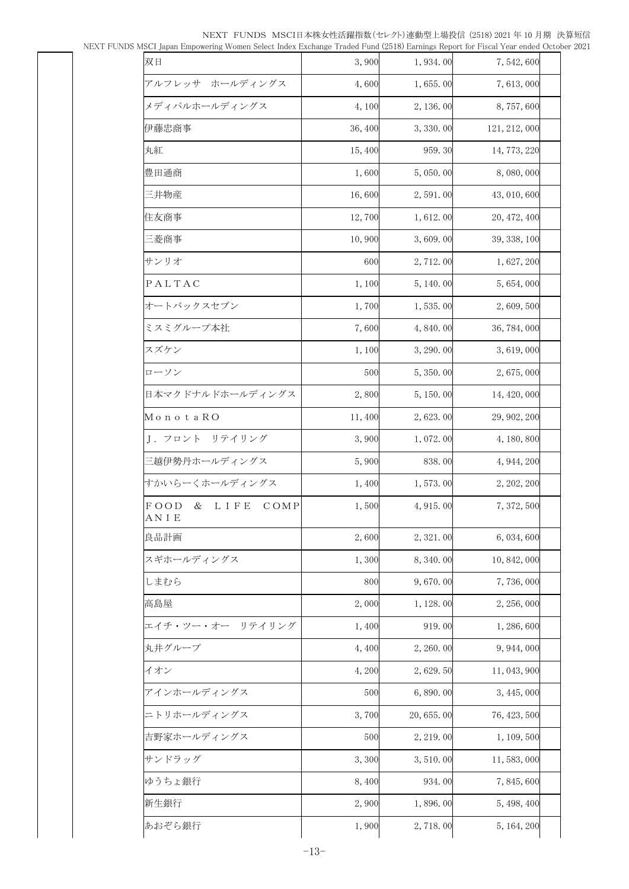| | | | | |
|---|---|---|---|---|
| | 双日 | 3,900 | 1,934.00 | 7,542,600 |
| | アルフレッサ　ホールディングス | 4,600 | 1,655.00 | 7,613,000 |
| | メディパルホールディングス | 4,100 | 2,136.00 | 8,757,600 |
| | 伊藤忠商事 | 36,400 | 3,330.00 | 121,212,000 |
| | 丸紅 | 15,400 | 959.30 | 14,773,220 |
| | 豊田通商 | 1,600 | 5,050.00 | 8,080,000 |
| | 三井物産 | 16,600 | 2,591.00 | 43,010,600 |
| | 住友商事 | 12,700 | 1,612.00 | 20,472,400 |
| | 三菱商事 | 10,900 | 3,609.00 | 39,338,100 |
| | サンリオ | 600 | 2,712.00 | 1,627,200 |
| | ＰＡＬＴＡＣ | 1,100 | 5,140.00 | 5,654,000 |
| | オートバックスセブン | 1,700 | 1,535.00 | 2,609,500 |
| | ミスミグループ本社 | 7,600 | 4,840.00 | 36,784,000 |
| | スズケン | 1,100 | 3,290.00 | 3,619,000 |
| | ローソン | 500 | 5,350.00 | 2,675,000 |
| | 日本マクドナルドホールディングス | 2,800 | 5,150.00 | 14,420,000 |
| | ＭｏｎｏｔａＲＯ | 11,400 | 2,623.00 | 29,902,200 |
| | Ｊ．フロント　リテイリング | 3,900 | 1,072.00 | 4,180,800 |
| | 三越伊勢丹ホールディングス | 5,900 | 838.00 | 4,944,200 |
| | すかいらーくホールディングス | 1,400 | 1,573.00 | 2,202,200 |
| | ＦＯＯＤ　＆　ＬＩＦＥ　ＣＯＭＰＡＮＩＥ | 1,500 | 4,915.00 | 7,372,500 |
| | 良品計画 | 2,600 | 2,321.00 | 6,034,600 |
| | スギホールディングス | 1,300 | 8,340.00 | 10,842,000 |
| | しまむら | 800 | 9,670.00 | 7,736,000 |
| | 高島屋 | 2,000 | 1,128.00 | 2,256,000 |
| | エイチ・ツー・オー　リテイリング | 1,400 | 919.00 | 1,286,600 |
| | 丸井グループ | 4,400 | 2,260.00 | 9,944,000 |
| | イオン | 4,200 | 2,629.50 | 11,043,900 |
| | アインホールディングス | 500 | 6,890.00 | 3,445,000 |
| | ニトリホールディングス | 3,700 | 20,655.00 | 76,423,500 |
| | 吉野家ホールディングス | 500 | 2,219.00 | 1,109,500 |
| | サンドラッグ | 3,300 | 3,510.00 | 11,583,000 |
| | ゆうちょ銀行 | 8,400 | 934.00 | 7,845,600 |
| | 新生銀行 | 2,900 | 1,896.00 | 5,498,400 |
| | あおぞら銀行 | 1,900 | 2,718.00 | 5,164,200 |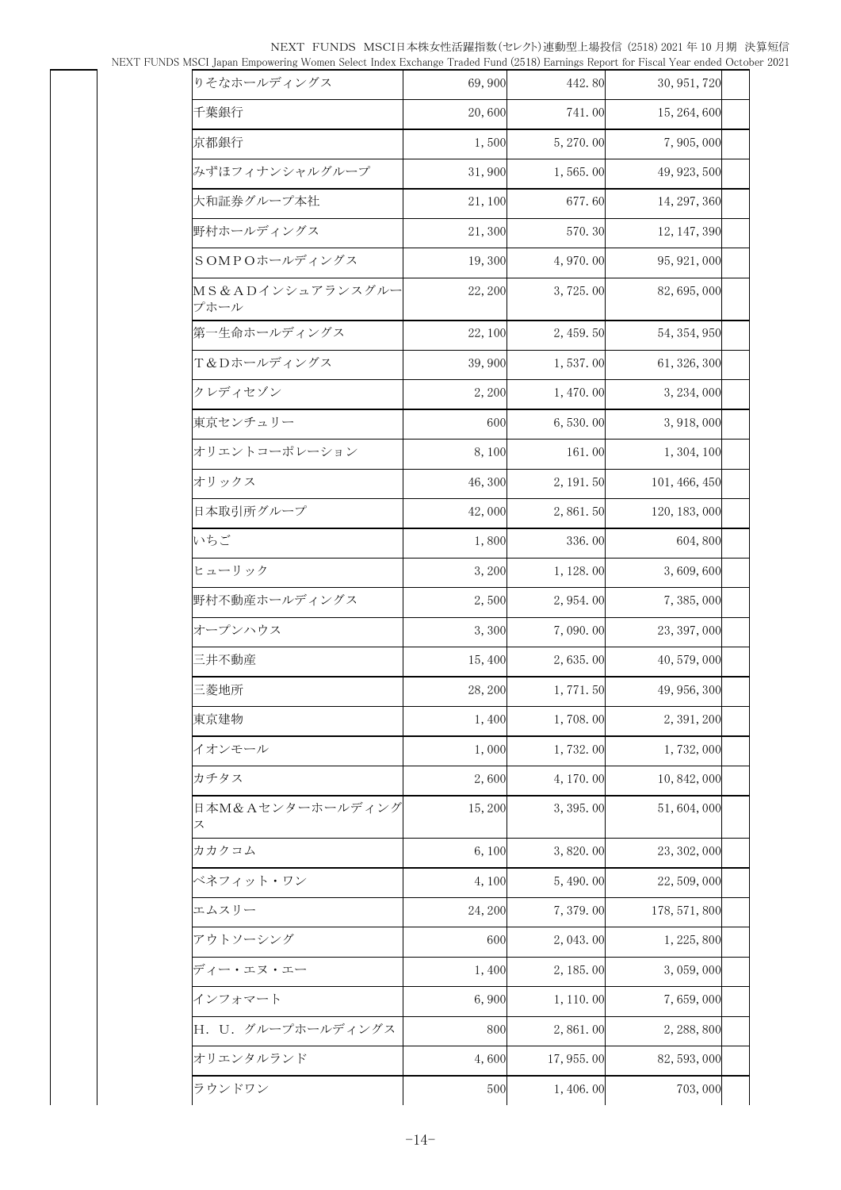| | | | | |
|---|---|---|---|---|
| | りそなホールディングス | 69,900 | 442.80 | 30,951,720 |
| | 千葉銀行 | 20,600 | 741.00 | 15,264,600 |
| | 京都銀行 | 1,500 | 5,270.00 | 7,905,000 |
| | みずほフィナンシャルグループ | 31,900 | 1,565.00 | 49,923,500 |
| | 大和証券グループ本社 | 21,100 | 677.60 | 14,297,360 |
| | 野村ホールディングス | 21,300 | 570.30 | 12,147,390 |
| | ＳＯＭＰＯホールディングス | 19,300 | 4,970.00 | 95,921,000 |
| | ＭＳ＆ＡＤインシュアランスグループホール | 22,200 | 3,725.00 | 82,695,000 |
| | 第一生命ホールディングス | 22,100 | 2,459.50 | 54,354,950 |
| | Ｔ＆Ｄホールディングス | 39,900 | 1,537.00 | 61,326,300 |
| | クレディセゾン | 2,200 | 1,470.00 | 3,234,000 |
| | 東京センチュリー | 600 | 6,530.00 | 3,918,000 |
| | オリエントコーポレーション | 8,100 | 161.00 | 1,304,100 |
| | オリックス | 46,300 | 2,191.50 | 101,466,450 |
| | 日本取引所グループ | 42,000 | 2,861.50 | 120,183,000 |
| | いちご | 1,800 | 336.00 | 604,800 |
| | ヒューリック | 3,200 | 1,128.00 | 3,609,600 |
| | 野村不動産ホールディングス | 2,500 | 2,954.00 | 7,385,000 |
| | オープンハウス | 3,300 | 7,090.00 | 23,397,000 |
| | 三井不動産 | 15,400 | 2,635.00 | 40,579,000 |
| | 三菱地所 | 28,200 | 1,771.50 | 49,956,300 |
| | 東京建物 | 1,400 | 1,708.00 | 2,391,200 |
| | イオンモール | 1,000 | 1,732.00 | 1,732,000 |
| | カチタス | 2,600 | 4,170.00 | 10,842,000 |
| | 日本Ｍ＆Ａセンターホールディングス | 15,200 | 3,395.00 | 51,604,000 |
| | カカクコム | 6,100 | 3,820.00 | 23,302,000 |
| | ベネフィット・ワン | 4,100 | 5,490.00 | 22,509,000 |
| | エムスリー | 24,200 | 7,379.00 | 178,571,800 |
| | アウトソーシング | 600 | 2,043.00 | 1,225,800 |
| | ディー・エヌ・エー | 1,400 | 2,185.00 | 3,059,000 |
| | インフォマート | 6,900 | 1,110.00 | 7,659,000 |
| | Ｈ．Ｕ．グループホールディングス | 800 | 2,861.00 | 2,288,800 |
| | オリエンタルランド | 4,600 | 17,955.00 | 82,593,000 |
| | ラウンドワン | 500 | 1,406.00 | 703,000 |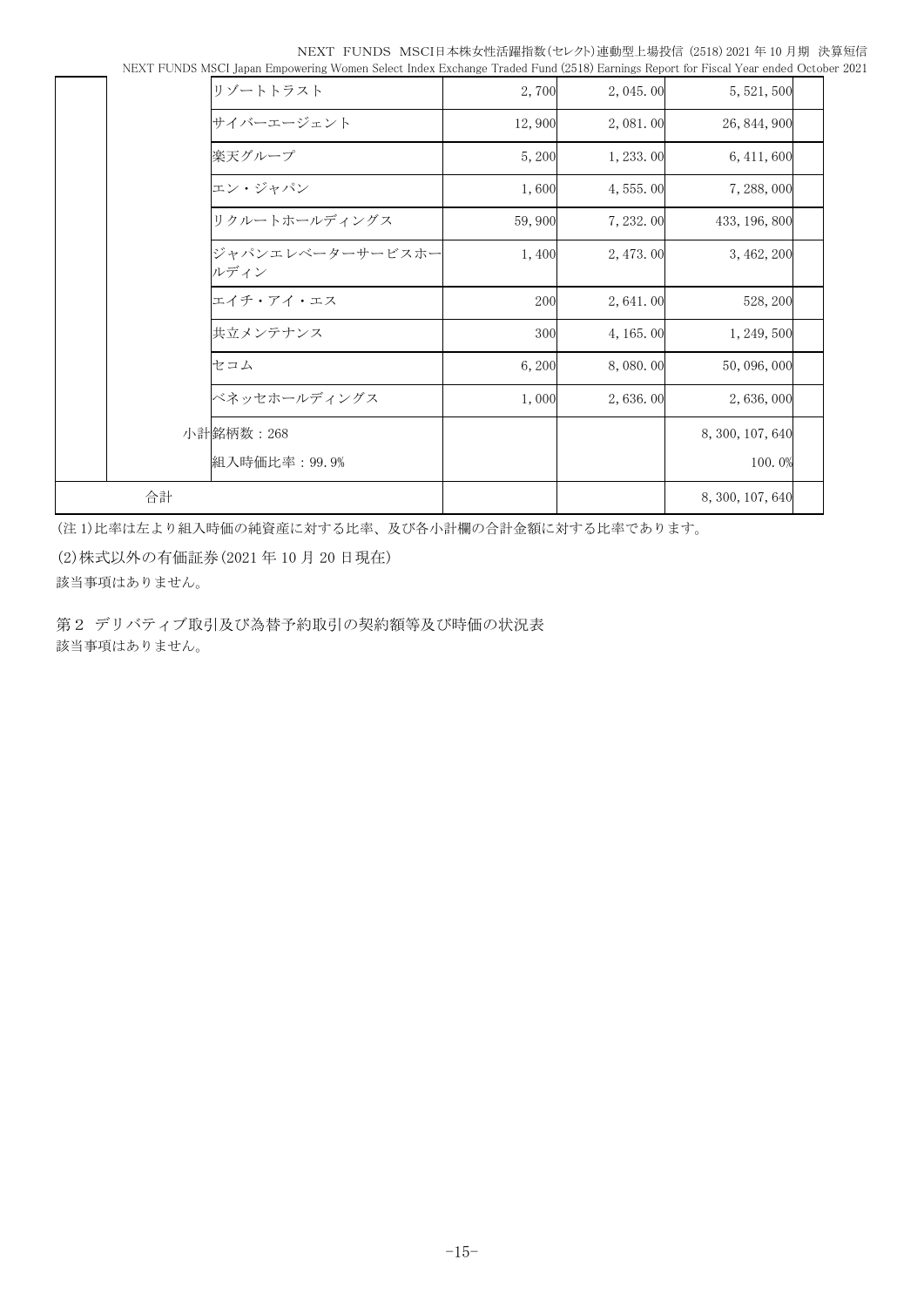| | | | | | | |
|---|---|---|---|---|---|---|
| | | リゾートトラスト | 2,700 | 2,045.00 | 5,521,500 | |
| | | サイバーエージェント | 12,900 | 2,081.00 | 26,844,900 | |
| | | 楽天グループ | 5,200 | 1,233.00 | 6,411,600 | |
| | | エン・ジャパン | 1,600 | 4,555.00 | 7,288,000 | |
| | | リクルートホールディングス | 59,900 | 7,232.00 | 433,196,800 | |
| | | ジャパンエレベーターサービスホールディン | 1,400 | 2,473.00 | 3,462,200 | |
| | | エイチ・アイ・エス | 200 | 2,641.00 | 528,200 | |
| | | 共立メンテナンス | 300 | 4,165.00 | 1,249,500 | |
| | | セコム | 6,200 | 8,080.00 | 50,096,000 | |
| | | ベネッセホールディングス | 1,000 | 2,636.00 | 2,636,000 | |
| | 小計 | 銘柄数：268 | | | 8,300,107,640 | |
| | | 組入時価比率：99.9% | | | 100.0% | |
| 合計 | | | | | 8,300,107,640 | |

(注1)比率は左より組入時価の純資産に対する比率、及び各小計欄の合計金額に対する比率であります。

(2)株式以外の有価証券(2021年10月20日現在)

該当事項はありません。

第2 デリバティブ取引及び為替予約取引の契約額等及び時価の状況表

該当事項はありません。